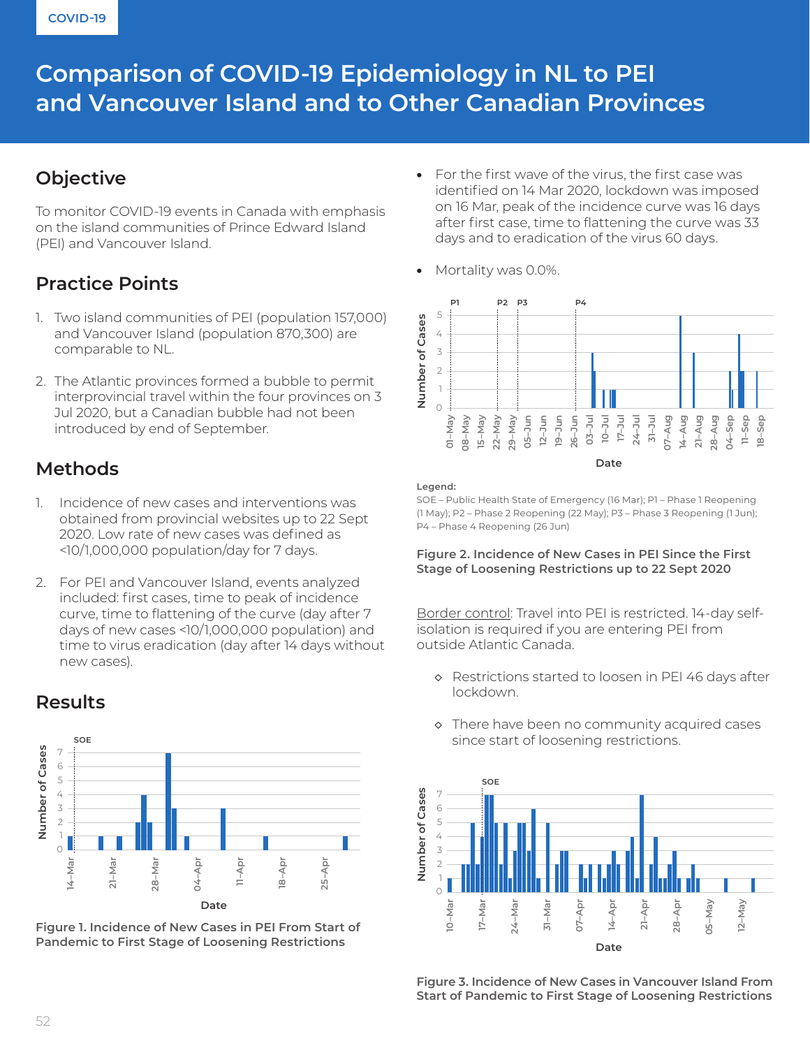COVID-19

# Comparison of COVID-19 Epidemiology in NL to PEI and Vancouver Island and to Other Canadian Provinces

## Objective

To monitor COVID-19 events in Canada with emphasis on the island communities of Prince Edward Island (PEI) and Vancouver Island.

## Practice Points

1. Two island communities of PEI (population 157,000) and Vancouver Island (population 870,300) are comparable to NL.
2. The Atlantic provinces formed a bubble to permit interprovincial travel within the four provinces on 3 Jul 2020, but a Canadian bubble had not been introduced by end of September.

## Methods

1. Incidence of new cases and interventions was obtained from provincial websites up to 22 Sept 2020. Low rate of new cases was defined as <10/1,000,000 population/day for 7 days.
2. For PEI and Vancouver Island, events analyzed included: first cases, time to peak of incidence curve, time to flattening of the curve (day after 7 days of new cases <10/1,000,000 population) and time to virus eradication (day after 14 days without new cases).

## Results

Figure 1. Incidence of New Cases in PEI From Start of Pandemic to First Stage of Loosening Restrictions

- For the first wave of the virus, the first case was identified on 14 Mar 2020, lockdown was imposed on 16 Mar, peak of the incidence curve was 16 days after first case, time to flattening the curve was 33 days and to eradication of the virus 60 days.
- Mortality was 0.0%.

Legend:
SOE – Public Health State of Emergency (16 Mar); P1 – Phase 1 Reopening (1 May); P2 – Phase 2 Reopening (22 May); P3 – Phase 3 Reopening (1 Jun); P4 – Phase 4 Reopening (26 Jun)

Figure 2. Incidence of New Cases in PEI Since the First Stage of Loosening Restrictions up to 22 Sept 2020

Border control: Travel into PEI is restricted. 14-day self-isolation is required if you are entering PEI from outside Atlantic Canada.

- Restrictions started to loosen in PEI 46 days after lockdown.
- There have been no community acquired cases since start of loosening restrictions.

Figure 3. Incidence of New Cases in Vancouver Island From Start of Pandemic to First Stage of Loosening Restrictions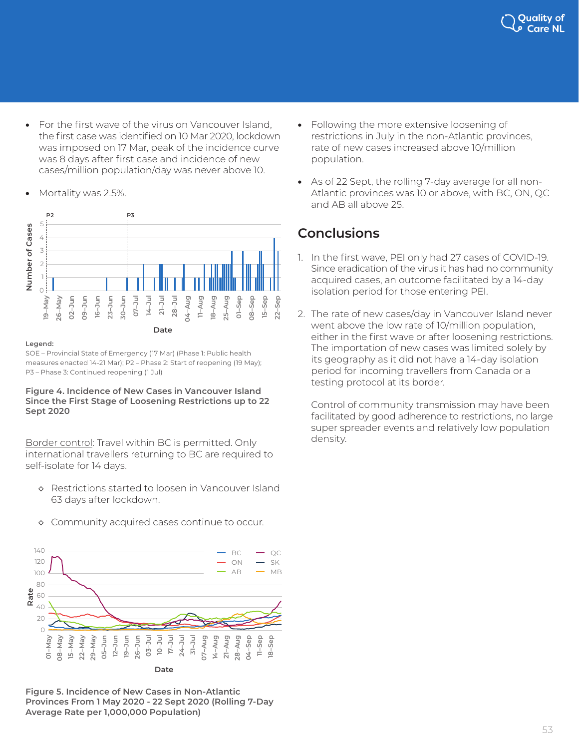- For the first wave of the virus on Vancouver Island, the first case was identified on 10 Mar 2020, lockdown was imposed on 17 Mar, peak of the incidence curve was 8 days after first case and incidence of new cases/million population/day was never above 10.
- Mortality was 2.5%.

P2

P3

Number of Cases

0
1
2
3
4
5

19-May
26-May
02-Jun
09-Jun
16-Jun
23-Jun
30-Jun
07-Jul
14-Jul
21-Jul
28-Jul
04-Aug
11-Aug
18-Aug
25-Aug
01-Sep
08-Sep
15-Sep
22-Sep

Date

**Legend:**
SOE – Provincial State of Emergency (17 Mar) (Phase 1: Public health measures enacted 14-21 Mar); P2 – Phase 2: Start of reopening (19 May); P3 – Phase 3: Continued reopening (1 Jul)

**Figure 4. Incidence of New Cases in Vancouver Island Since the First Stage of Loosening Restrictions up to 22 Sept 2020**

Border control: Travel within BC is permitted. Only international travellers returning to BC are required to self-isolate for 14 days.

- ◇ Restrictions started to loosen in Vancouver Island 63 days after lockdown.
- ◇ Community acquired cases continue to occur.

Rate

0
20
40
60
80
100
120
140

BC
ON
AB
QC
SK
MB

01-May
08-May
15-May
22-May
29-May
05-Jun
12-Jun
19-Jun
26-Jun
03-Jul
10-Jul
17-Jul
24-Jul
31-Jul
07-Aug
14-Aug
21-Aug
28-Aug
04-Sep
11-Sep
18-Sep

Date

**Figure 5. Incidence of New Cases in Non-Atlantic Provinces From 1 May 2020 - 22 Sept 2020 (Rolling 7-Day Average Rate per 1,000,000 Population)**

- Following the more extensive loosening of restrictions in July in the non-Atlantic provinces, rate of new cases increased above 10/million population.
- As of 22 Sept, the rolling 7-day average for all non-Atlantic provinces was 10 or above, with BC, ON, QC and AB all above 25.

## Conclusions

1. In the first wave, PEI only had 27 cases of COVID-19. Since eradication of the virus it has had no community acquired cases, an outcome facilitated by a 14-day isolation period for those entering PEI.
2. The rate of new cases/day in Vancouver Island never went above the low rate of 10/million population, either in the first wave or after loosening restrictions. The importation of new cases was limited solely by its geography as it did not have a 14-day isolation period for incoming travellers from Canada or a testing protocol at its border.

   Control of community transmission may have been facilitated by good adherence to restrictions, no large super spreader events and relatively low population density.